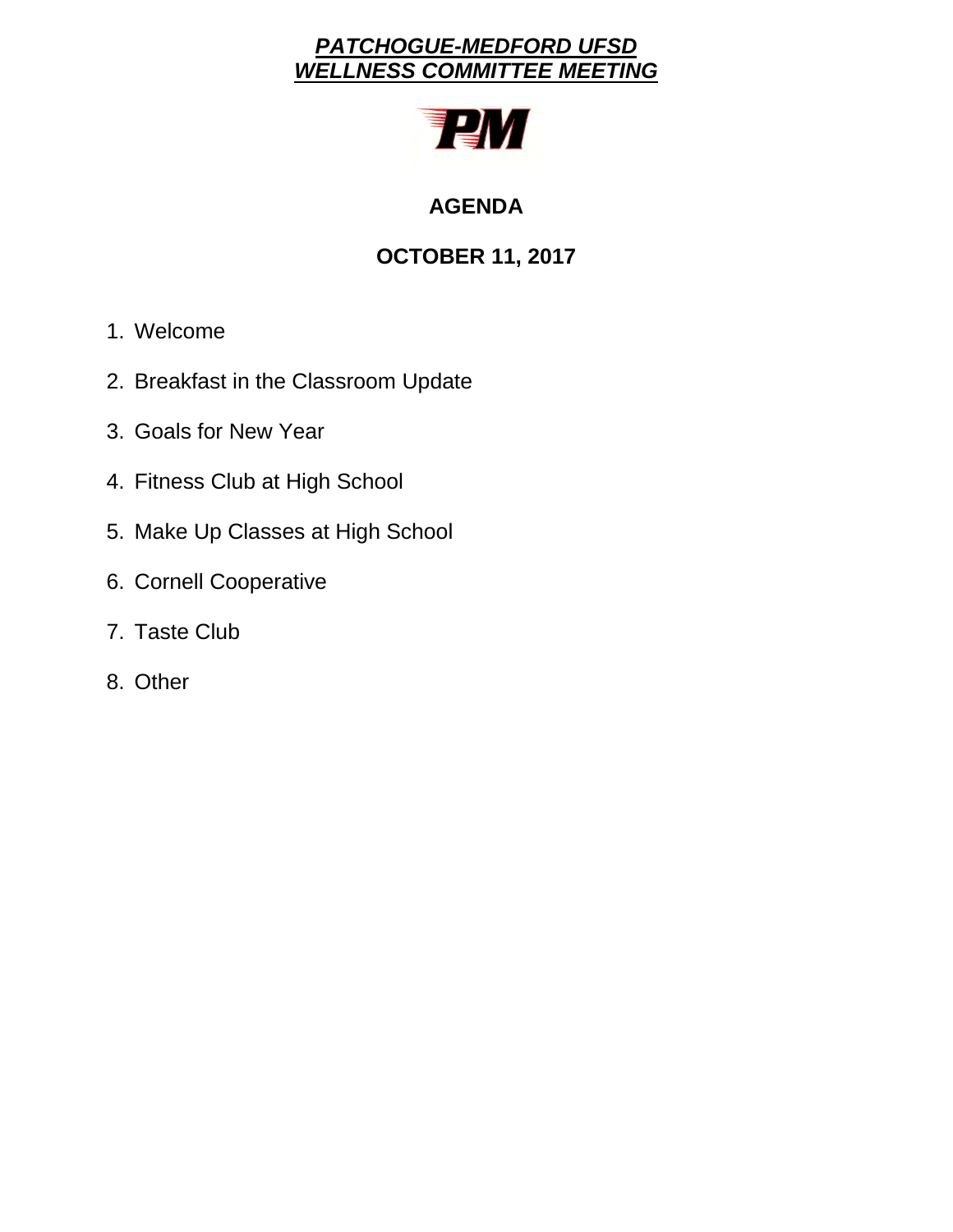# ***PATCHOGUE-MEDFORD UFSD***
# ***WELLNESS COMMITTEE MEETING***

## AGENDA

## OCTOBER 11, 2017

1. Welcome
2. Breakfast in the Classroom Update
3. Goals for New Year
4. Fitness Club at High School
5. Make Up Classes at High School
6. Cornell Cooperative
7. Taste Club
8. Other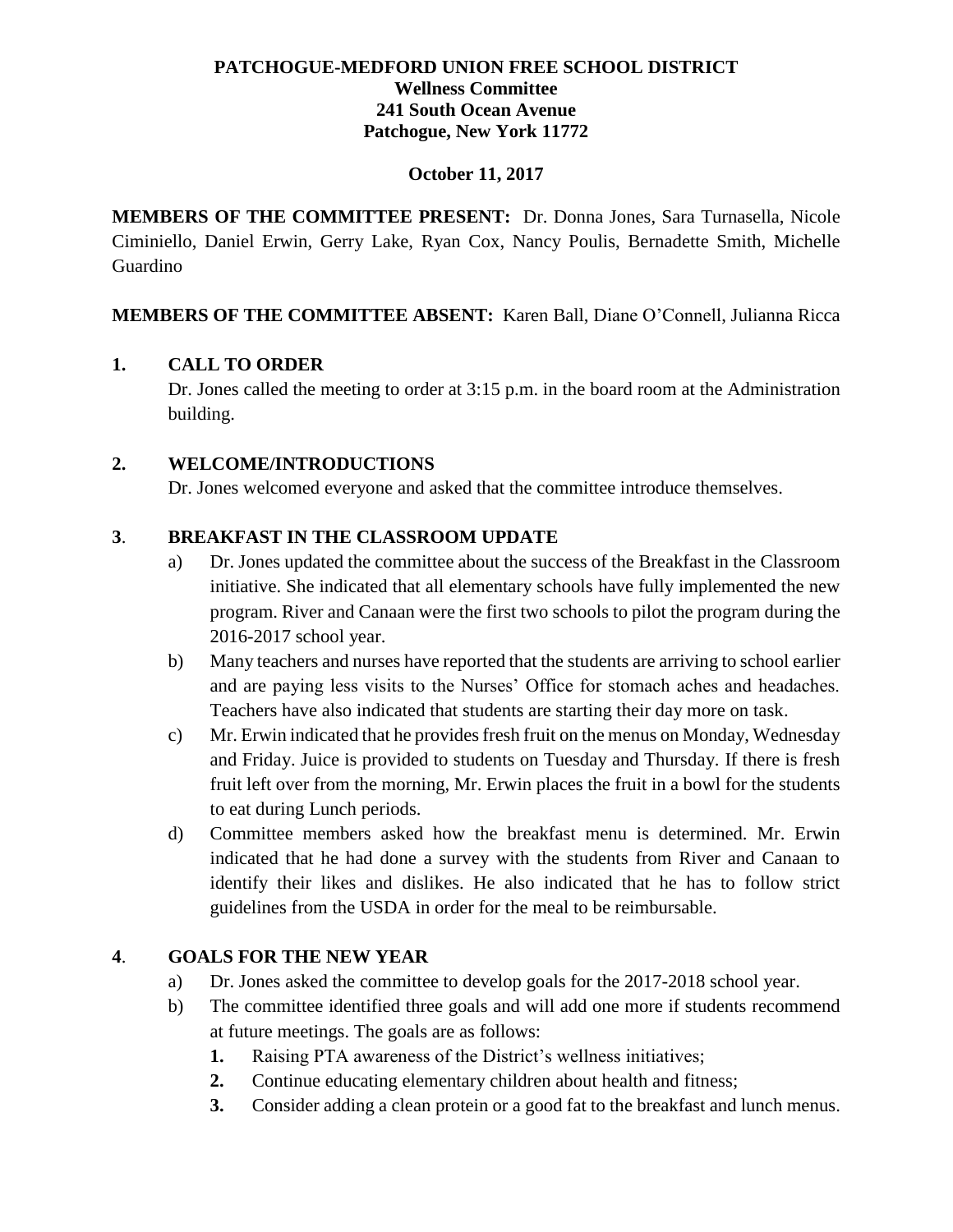**PATCHOGUE-MEDFORD UNION FREE SCHOOL DISTRICT**
**Wellness Committee**
**241 South Ocean Avenue**
**Patchogue, New York 11772**

**October 11, 2017**

**MEMBERS OF THE COMMITTEE PRESENT:** Dr. Donna Jones, Sara Turnasella, Nicole Ciminiello, Daniel Erwin, Gerry Lake, Ryan Cox, Nancy Poulis, Bernadette Smith, Michelle Guardino

**MEMBERS OF THE COMMITTEE ABSENT:** Karen Ball, Diane O'Connell, Julianna Ricca

## 1. CALL TO ORDER

Dr. Jones called the meeting to order at 3:15 p.m. in the board room at the Administration building.

## 2. WELCOME/INTRODUCTIONS

Dr. Jones welcomed everyone and asked that the committee introduce themselves.

## 3. BREAKFAST IN THE CLASSROOM UPDATE

a) Dr. Jones updated the committee about the success of the Breakfast in the Classroom initiative. She indicated that all elementary schools have fully implemented the new program. River and Canaan were the first two schools to pilot the program during the 2016-2017 school year.

b) Many teachers and nurses have reported that the students are arriving to school earlier and are paying less visits to the Nurses' Office for stomach aches and headaches. Teachers have also indicated that students are starting their day more on task.

c) Mr. Erwin indicated that he provides fresh fruit on the menus on Monday, Wednesday and Friday. Juice is provided to students on Tuesday and Thursday. If there is fresh fruit left over from the morning, Mr. Erwin places the fruit in a bowl for the students to eat during Lunch periods.

d) Committee members asked how the breakfast menu is determined. Mr. Erwin indicated that he had done a survey with the students from River and Canaan to identify their likes and dislikes. He also indicated that he has to follow strict guidelines from the USDA in order for the meal to be reimbursable.

## 4. GOALS FOR THE NEW YEAR

a) Dr. Jones asked the committee to develop goals for the 2017-2018 school year.

b) The committee identified three goals and will add one more if students recommend at future meetings. The goals are as follows:

1. Raising PTA awareness of the District's wellness initiatives;
2. Continue educating elementary children about health and fitness;
3. Consider adding a clean protein or a good fat to the breakfast and lunch menus.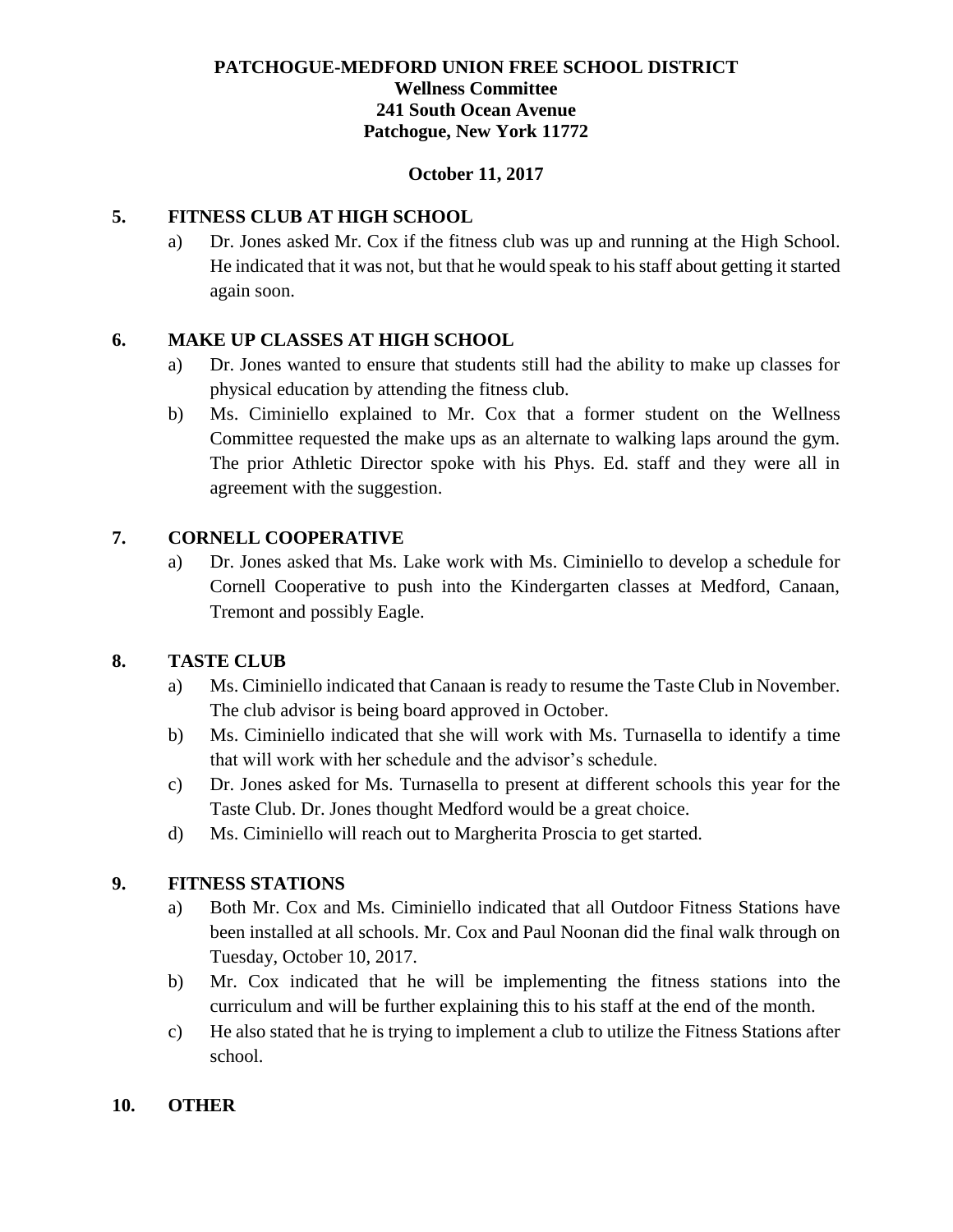**PATCHOGUE-MEDFORD UNION FREE SCHOOL DISTRICT**
**Wellness Committee**
**241 South Ocean Avenue**
**Patchogue, New York 11772**

**October 11, 2017**

## 5. FITNESS CLUB AT HIGH SCHOOL

a) Dr. Jones asked Mr. Cox if the fitness club was up and running at the High School. He indicated that it was not, but that he would speak to his staff about getting it started again soon.

## 6. MAKE UP CLASSES AT HIGH SCHOOL

a) Dr. Jones wanted to ensure that students still had the ability to make up classes for physical education by attending the fitness club.

b) Ms. Ciminiello explained to Mr. Cox that a former student on the Wellness Committee requested the make ups as an alternate to walking laps around the gym. The prior Athletic Director spoke with his Phys. Ed. staff and they were all in agreement with the suggestion.

## 7. CORNELL COOPERATIVE

a) Dr. Jones asked that Ms. Lake work with Ms. Ciminiello to develop a schedule for Cornell Cooperative to push into the Kindergarten classes at Medford, Canaan, Tremont and possibly Eagle.

## 8. TASTE CLUB

a) Ms. Ciminiello indicated that Canaan is ready to resume the Taste Club in November. The club advisor is being board approved in October.

b) Ms. Ciminiello indicated that she will work with Ms. Turnasella to identify a time that will work with her schedule and the advisor's schedule.

c) Dr. Jones asked for Ms. Turnasella to present at different schools this year for the Taste Club. Dr. Jones thought Medford would be a great choice.

d) Ms. Ciminiello will reach out to Margherita Proscia to get started.

## 9. FITNESS STATIONS

a) Both Mr. Cox and Ms. Ciminiello indicated that all Outdoor Fitness Stations have been installed at all schools. Mr. Cox and Paul Noonan did the final walk through on Tuesday, October 10, 2017.

b) Mr. Cox indicated that he will be implementing the fitness stations into the curriculum and will be further explaining this to his staff at the end of the month.

c) He also stated that he is trying to implement a club to utilize the Fitness Stations after school.

## 10. OTHER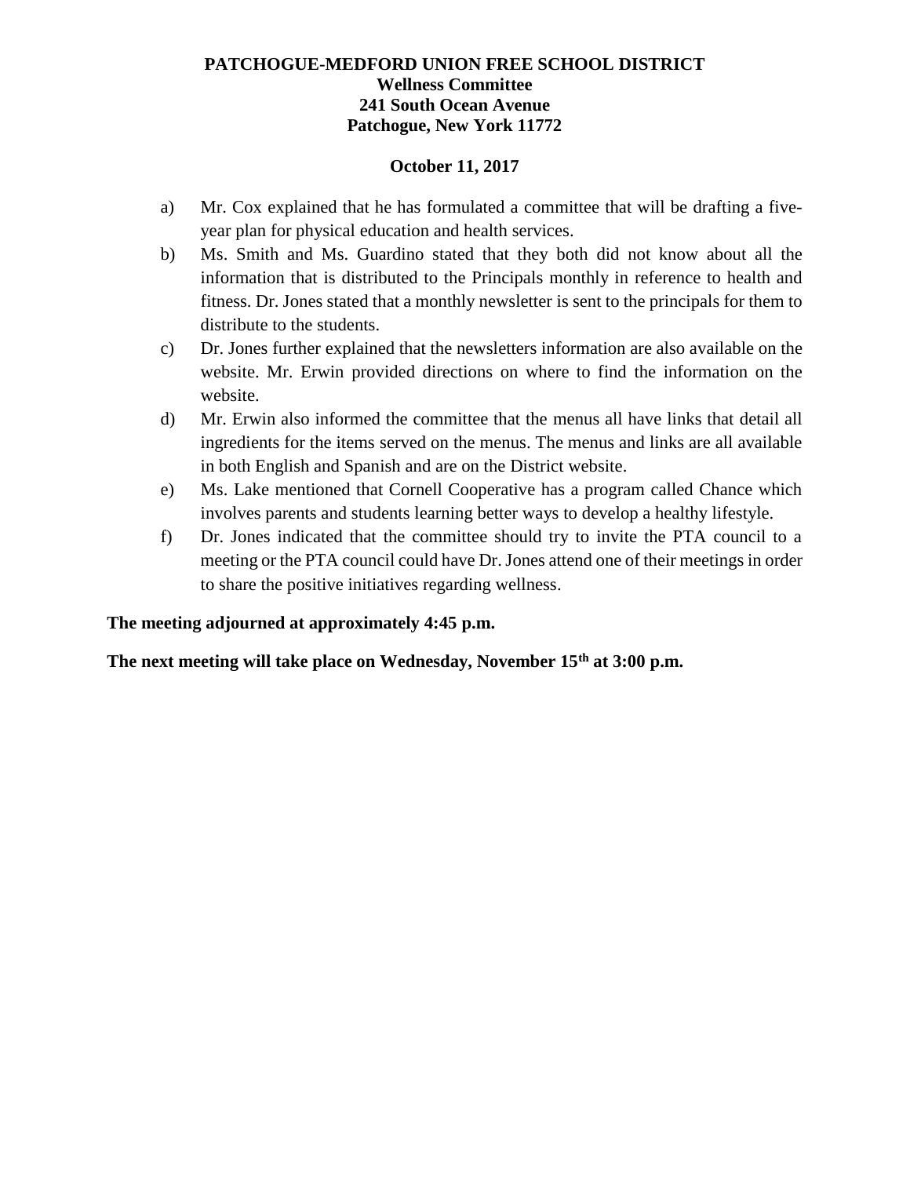**PATCHOGUE-MEDFORD UNION FREE SCHOOL DISTRICT**
**Wellness Committee**
**241 South Ocean Avenue**
**Patchogue, New York 11772**

**October 11, 2017**

a) Mr. Cox explained that he has formulated a committee that will be drafting a five-year plan for physical education and health services.

b) Ms. Smith and Ms. Guardino stated that they both did not know about all the information that is distributed to the Principals monthly in reference to health and fitness. Dr. Jones stated that a monthly newsletter is sent to the principals for them to distribute to the students.

c) Dr. Jones further explained that the newsletters information are also available on the website. Mr. Erwin provided directions on where to find the information on the website.

d) Mr. Erwin also informed the committee that the menus all have links that detail all ingredients for the items served on the menus. The menus and links are all available in both English and Spanish and are on the District website.

e) Ms. Lake mentioned that Cornell Cooperative has a program called Chance which involves parents and students learning better ways to develop a healthy lifestyle.

f) Dr. Jones indicated that the committee should try to invite the PTA council to a meeting or the PTA council could have Dr. Jones attend one of their meetings in order to share the positive initiatives regarding wellness.

**The meeting adjourned at approximately 4:45 p.m.**

**The next meeting will take place on Wednesday, November 15th at 3:00 p.m.**